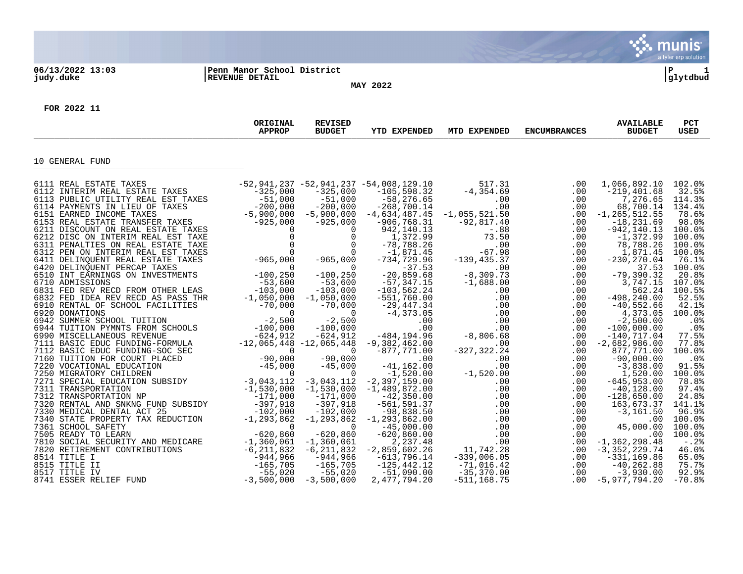06/13/2022 13:03 | Penn Manor School District | P 1
judy.duke | REVENUE DETAIL | glytdbud

MAY 2022

FOR 2022 11

| | ORIGINAL APPROP | REVISED BUDGET | YTD EXPENDED | MTD EXPENDED | ENCUMBRANCES | AVAILABLE BUDGET | PCT USED |
|---|---|---|---|---|---|---|---|
| **10 GENERAL FUND** | | | | | | | |
| 6111 REAL ESTATE TAXES | -52,941,237 | -52,941,237 | -54,008,129.10 | 517.31 | .00 | 1,066,892.10 | 102.0% |
| 6112 INTERIM REAL ESTATE TAXES | -325,000 | -325,000 | -105,598.32 | -4,354.69 | .00 | -219,401.68 | 32.5% |
| 6113 PUBLIC UTILITY REAL EST TAXES | -51,000 | -51,000 | -58,276.65 | .00 | .00 | 7,276.65 | 114.3% |
| 6114 PAYMENTS IN LIEU OF TAXES | -200,000 | -200,000 | -268,700.14 | .00 | .00 | 68,700.14 | 134.4% |
| 6151 EARNED INCOME TAXES | -5,900,000 | -5,900,000 | -4,634,487.45 | -1,055,521.50 | .00 | -1,265,512.55 | 78.6% |
| 6153 REAL ESTATE TRANSFER TAXES | -925,000 | -925,000 | -906,768.31 | -92,817.40 | .00 | -18,231.69 | 98.0% |
| 6211 DISCOUNT ON REAL ESTATE TAXES | 0 | 0 | 942,140.13 | -.88 | .00 | -942,140.13 | 100.0% |
| 6212 DISC ON INTERIM REAL EST TAXE | 0 | 0 | 1,372.99 | 73.50 | .00 | -1,372.99 | 100.0% |
| 6311 PENALTIES ON REAL ESTATE TAXE | 0 | 0 | -78,788.26 | .00 | .00 | 78,788.26 | 100.0% |
| 6312 PEN ON INTERIM REAL EST TAXES | 0 | 0 | -1,871.45 | -67.98 | .00 | 1,871.45 | 100.0% |
| 6411 DELINQUENT REAL ESTATE TAXES | -965,000 | -965,000 | -734,729.96 | -139,435.37 | .00 | -230,270.04 | 76.1% |
| 6420 DELINQUENT PERCAP TAXES | 0 | 0 | -37.53 | .00 | .00 | 37.53 | 100.0% |
| 6510 INT EARNINGS ON INVESTMENTS | -100,250 | -100,250 | -20,859.68 | -8,309.73 | .00 | -79,390.32 | 20.8% |
| 6710 ADMISSIONS | -53,600 | -53,600 | -57,347.15 | -1,688.00 | .00 | 3,747.15 | 107.0% |
| 6831 FED REV RECD FROM OTHER LEAS | -103,000 | -103,000 | -103,562.24 | .00 | .00 | 562.24 | 100.5% |
| 6832 FED IDEA REV RECD AS PASS THR | -1,050,000 | -1,050,000 | -551,760.00 | .00 | .00 | -498,240.00 | 52.5% |
| 6910 RENTAL OF SCHOOL FACILITIES | -70,000 | -70,000 | -29,447.34 | .00 | .00 | -40,552.66 | 42.1% |
| 6920 DONATIONS | 0 | 0 | -4,373.05 | .00 | .00 | 4,373.05 | 100.0% |
| 6942 SUMMER SCHOOL TUITION | -2,500 | -2,500 | .00 | .00 | .00 | -2,500.00 | .0% |
| 6944 TUITION PYMNTS FROM SCHOOLS | -100,000 | -100,000 | .00 | .00 | .00 | -100,000.00 | .0% |
| 6990 MISCELLANEOUS REVENUE | -624,912 | -624,912 | -484,194.96 | -8,806.68 | .00 | -140,717.04 | 77.5% |
| 7111 BASIC EDUC FUNDING-FORMULA | -12,065,448 | -12,065,448 | -9,382,462.00 | .00 | .00 | -2,682,986.00 | 77.8% |
| 7112 BASIC EDUC FUNDING-SOC SEC | 0 | 0 | -877,771.00 | -327,322.24 | .00 | 877,771.00 | 100.0% |
| 7160 TUITION FOR COURT PLACED | -90,000 | -90,000 | .00 | .00 | .00 | -90,000.00 | .0% |
| 7220 VOCATIONAL EDUCATION | -45,000 | -45,000 | -41,162.00 | .00 | .00 | -3,838.00 | 91.5% |
| 7250 MIGRATORY CHILDREN | 0 | 0 | -1,520.00 | -1,520.00 | .00 | 1,520.00 | 100.0% |
| 7271 SPECIAL EDUCATION SUBSIDY | -3,043,112 | -3,043,112 | -2,397,159.00 | .00 | .00 | -645,953.00 | 78.8% |
| 7311 TRANSPORTATION | -1,530,000 | -1,530,000 | -1,489,872.00 | .00 | .00 | -40,128.00 | 97.4% |
| 7312 TRANSPORTATION NP | -171,000 | -171,000 | -42,350.00 | .00 | .00 | -128,650.00 | 24.8% |
| 7320 RENTAL AND SNKNG FUND SUBSIDY | -397,918 | -397,918 | -561,591.37 | .00 | .00 | 163,673.37 | 141.1% |
| 7330 MEDICAL DENTAL ACT 25 | -102,000 | -102,000 | -98,838.50 | .00 | .00 | -3,161.50 | 96.9% |
| 7340 STATE PROPERTY TAX REDUCTION | -1,293,862 | -1,293,862 | -1,293,862.00 | .00 | .00 | .00 | 100.0% |
| 7361 SCHOOL SAFETY | 0 | 0 | -45,000.00 | .00 | .00 | 45,000.00 | 100.0% |
| 7505 READY TO LEARN | -620,860 | -620,860 | -620,860.00 | .00 | .00 | .00 | 100.0% |
| 7810 SOCIAL SECURITY AND MEDICARE | -1,360,061 | -1,360,061 | 2,237.48 | .00 | .00 | -1,362,298.48 | -.2% |
| 7820 RETIREMENT CONTRIBUTIONS | -6,211,832 | -6,211,832 | -2,859,602.26 | 11,742.28 | .00 | -3,352,229.74 | 46.0% |
| 8514 TITLE I | -944,966 | -944,966 | -613,796.14 | -339,006.05 | .00 | -331,169.86 | 65.0% |
| 8515 TITLE II | -165,705 | -165,705 | -125,442.12 | -71,016.42 | .00 | -40,262.88 | 75.7% |
| 8517 TITLE IV | -55,020 | -55,020 | -51,090.00 | -35,370.00 | .00 | -3,930.00 | 92.9% |
| 8741 ESSER RELIEF FUND | -3,500,000 | -3,500,000 | 2,477,794.20 | -511,168.75 | .00 | -5,977,794.20 | -70.8% |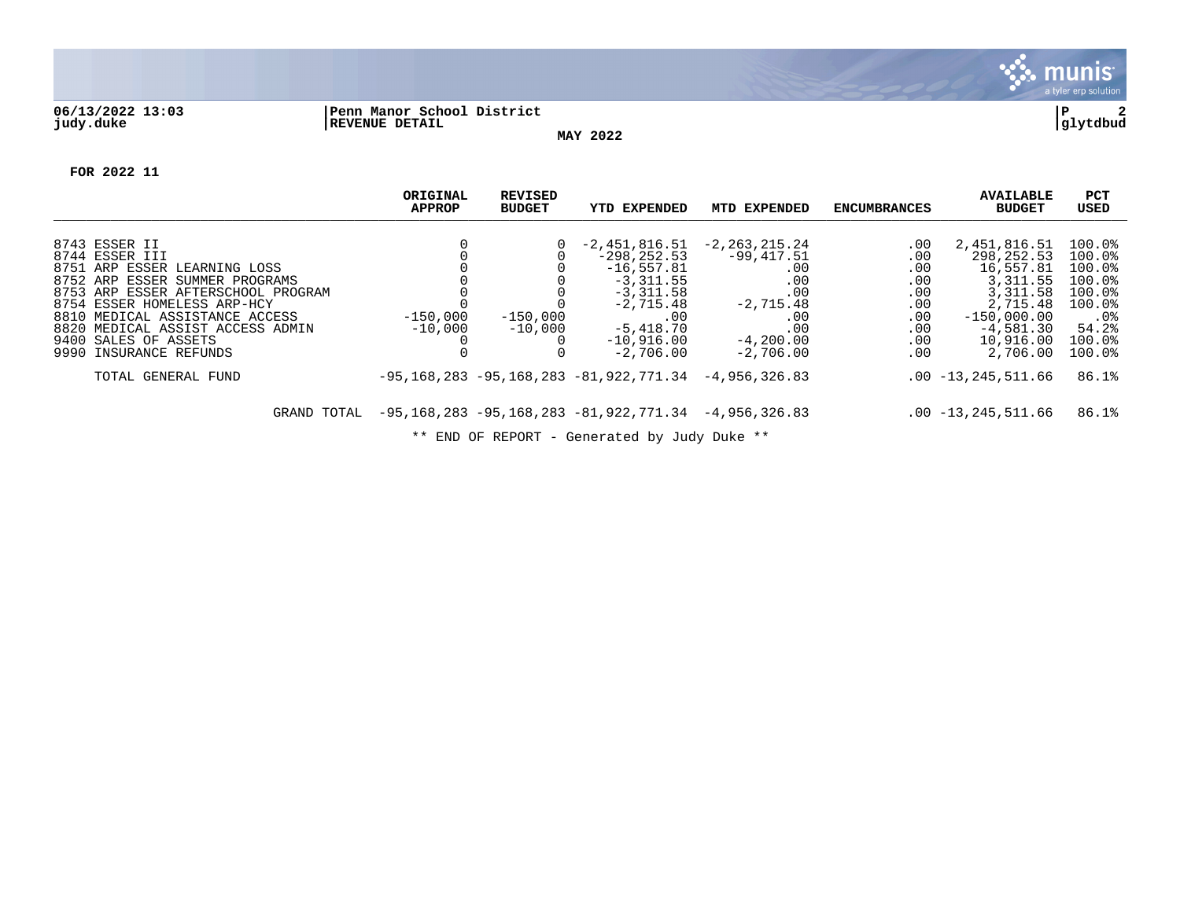Penn Manor School District
REVENUE DETAIL

MAY 2022

FOR 2022 11

| | ORIGINAL APPROP | REVISED BUDGET | YTD EXPENDED | MTD EXPENDED | ENCUMBRANCES | AVAILABLE BUDGET | PCT USED |
|---|---|---|---|---|---|---|---|
| 8743 ESSER II | 0 | 0 | -2,451,816.51 | -2,263,215.24 | .00 | 2,451,816.51 | 100.0% |
| 8744 ESSER III | 0 | 0 | -298,252.53 | -99,417.51 | .00 | 298,252.53 | 100.0% |
| 8751 ARP ESSER LEARNING LOSS | 0 | 0 | -16,557.81 | .00 | .00 | 16,557.81 | 100.0% |
| 8752 ARP ESSER SUMMER PROGRAMS | 0 | 0 | -3,311.55 | .00 | .00 | 3,311.55 | 100.0% |
| 8753 ARP ESSER AFTERSCHOOL PROGRAM | 0 | 0 | -3,311.58 | .00 | .00 | 3,311.58 | 100.0% |
| 8754 ESSER HOMELESS ARP-HCY | 0 | 0 | -2,715.48 | -2,715.48 | .00 | 2,715.48 | 100.0% |
| 8810 MEDICAL ASSISTANCE ACCESS | -150,000 | -150,000 | .00 | .00 | .00 | -150,000.00 | .0% |
| 8820 MEDICAL ASSIST ACCESS ADMIN | -10,000 | -10,000 | -5,418.70 | .00 | .00 | -4,581.30 | 54.2% |
| 9400 SALES OF ASSETS | 0 | 0 | -10,916.00 | -4,200.00 | .00 | 10,916.00 | 100.0% |
| 9990 INSURANCE REFUNDS | 0 | 0 | -2,706.00 | -2,706.00 | .00 | 2,706.00 | 100.0% |
| TOTAL GENERAL FUND | -95,168,283 | -95,168,283 | -81,922,771.34 | -4,956,326.83 | .00 | -13,245,511.66 | 86.1% |
| GRAND TOTAL | -95,168,283 | -95,168,283 | -81,922,771.34 | -4,956,326.83 | .00 | -13,245,511.66 | 86.1% |

** END OF REPORT - Generated by Judy Duke **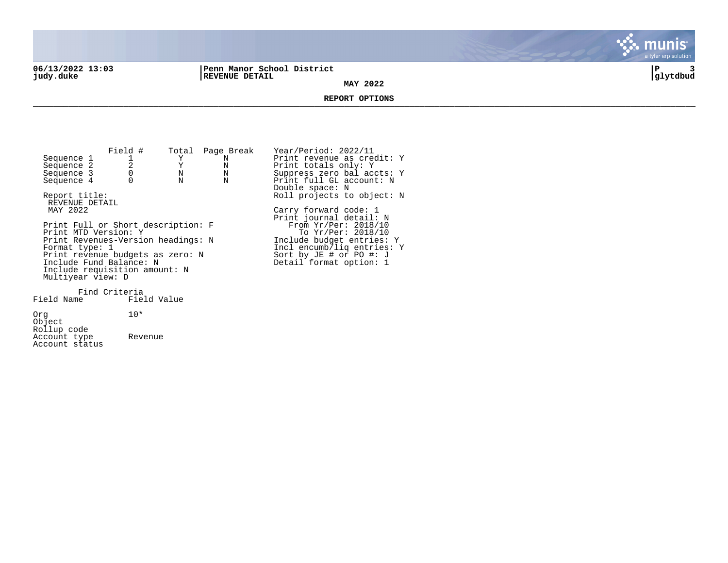06/13/2022 13:03
judy.duke

Penn Manor School District
REVENUE DETAIL

MAY 2022

**REPORT OPTIONS**

| | Field # | Total | Page Break |
|---|---|---|---|
| Sequence 1 | 1 | Y | N |
| Sequence 2 | 2 | Y | N |
| Sequence 3 | 0 | N | N |
| Sequence 4 | 0 | N | N |

Report title:
REVENUE DETAIL
MAY 2022

Print Full or Short description: F
Print MTD Version: Y
Print Revenues-Version headings: N
Format type: 1
Print revenue budgets as zero: N
Include Fund Balance: N
Include requisition amount: N
Multiyear view: D

Year/Period: 2022/11
Print revenue as credit: Y
Print totals only: Y
Suppress zero bal accts: Y
Print full GL account: N
Double space: N
Roll projects to object: N

Carry forward code: 1
Print journal detail: N
From Yr/Per: 2018/10
To Yr/Per: 2018/10
Include budget entries: Y
Incl encumb/liq entries: Y
Sort by JE # or PO #: J
Detail format option: 1

Find Criteria

| Field Name | Field Value |
|---|---|
| Org | 10* |
| Object | |
| Rollup code | |
| Account type | Revenue |
| Account status | |